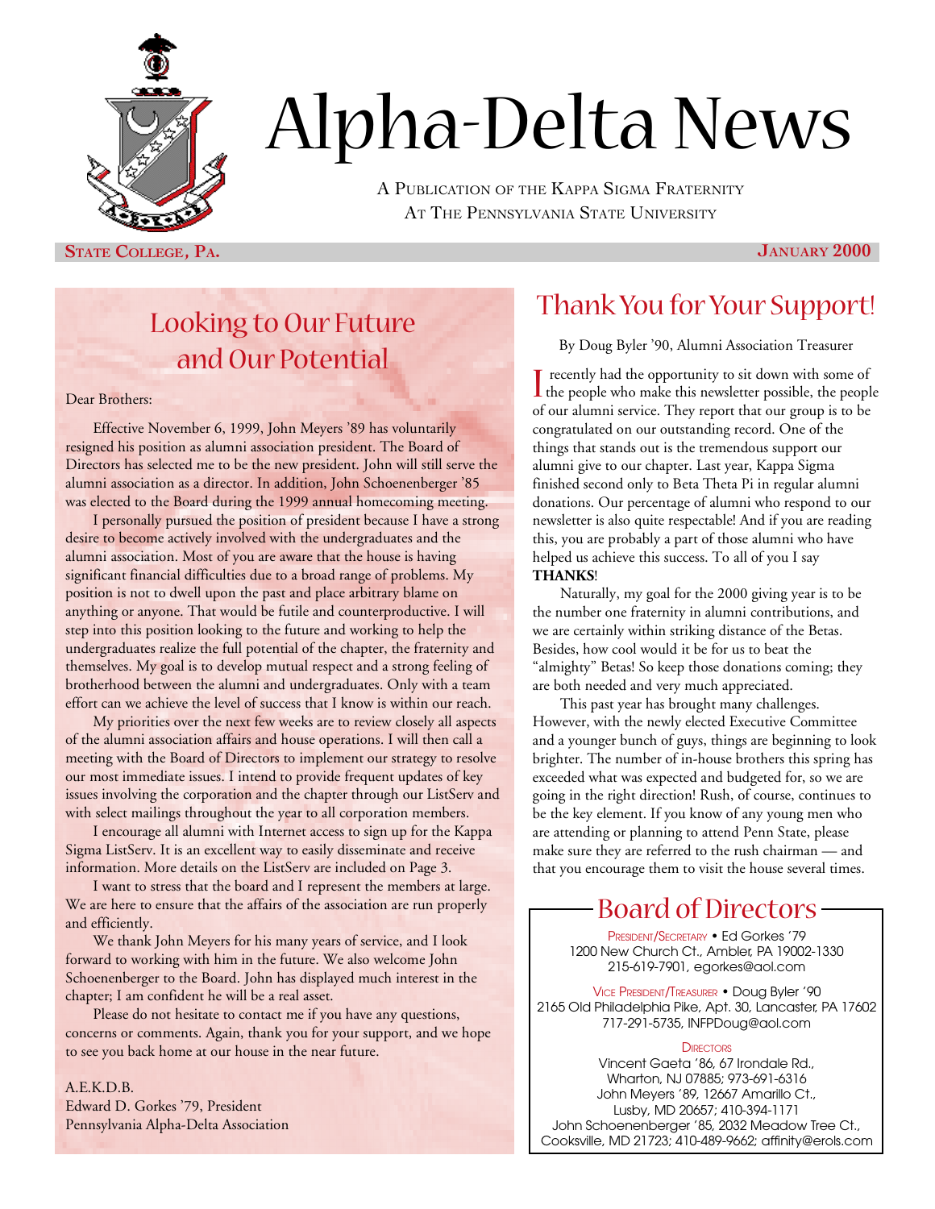# Alpha-Delta News

A Publication of the Kappa Sigma Fraternity
At The Pennsylvania State University

**State College, Pa.** **January 2000**

## Looking to Our Future and Our Potential

Dear Brothers:

Effective November 6, 1999, John Meyers '89 has voluntarily resigned his position as alumni association president. The Board of Directors has selected me to be the new president. John will still serve the alumni association as a director. In addition, John Schoenenberger '85 was elected to the Board during the 1999 annual homecoming meeting.

I personally pursued the position of president because I have a strong desire to become actively involved with the undergraduates and the alumni association. Most of you are aware that the house is having significant financial difficulties due to a broad range of problems. My position is not to dwell upon the past and place arbitrary blame on anything or anyone. That would be futile and counterproductive. I will step into this position looking to the future and working to help the undergraduates realize the full potential of the chapter, the fraternity and themselves. My goal is to develop mutual respect and a strong feeling of brotherhood between the alumni and undergraduates. Only with a team effort can we achieve the level of success that I know is within our reach.

My priorities over the next few weeks are to review closely all aspects of the alumni association affairs and house operations. I will then call a meeting with the Board of Directors to implement our strategy to resolve our most immediate issues. I intend to provide frequent updates of key issues involving the corporation and the chapter through our ListServ and with select mailings throughout the year to all corporation members.

I encourage all alumni with Internet access to sign up for the Kappa Sigma ListServ. It is an excellent way to easily disseminate and receive information. More details on the ListServ are included on Page 3.

I want to stress that the board and I represent the members at large. We are here to ensure that the affairs of the association are run properly and efficiently.

We thank John Meyers for his many years of service, and I look forward to working with him in the future. We also welcome John Schoenenberger to the Board. John has displayed much interest in the chapter; I am confident he will be a real asset.

Please do not hesitate to contact me if you have any questions, concerns or comments. Again, thank you for your support, and we hope to see you back home at our house in the near future.

A.E.K.D.B.
Edward D. Gorkes '79, President
Pennsylvania Alpha-Delta Association

## Thank You for Your Support!

By Doug Byler '90, Alumni Association Treasurer

I recently had the opportunity to sit down with some of the people who make this newsletter possible, the people of our alumni service. They report that our group is to be congratulated on our outstanding record. One of the things that stands out is the tremendous support our alumni give to our chapter. Last year, Kappa Sigma finished second only to Beta Theta Pi in regular alumni donations. Our percentage of alumni who respond to our newsletter is also quite respectable! And if you are reading this, you are probably a part of those alumni who have helped us achieve this success. To all of you I say **THANKS**!

Naturally, my goal for the 2000 giving year is to be the number one fraternity in alumni contributions, and we are certainly within striking distance of the Betas. Besides, how cool would it be for us to beat the "almighty" Betas! So keep those donations coming; they are both needed and very much appreciated.

This past year has brought many challenges. However, with the newly elected Executive Committee and a younger bunch of guys, things are beginning to look brighter. The number of in-house brothers this spring has exceeded what was expected and budgeted for, so we are going in the right direction! Rush, of course, continues to be the key element. If you know of any young men who are attending or planning to attend Penn State, please make sure they are referred to the rush chairman — and that you encourage them to visit the house several times.

## Board of Directors

President/Secretary • Ed Gorkes '79
1200 New Church Ct., Ambler, PA 19002-1330
215-619-7901, egorkes@aol.com

Vice President/Treasurer • Doug Byler '90
2165 Old Philadelphia Pike, Apt. 30, Lancaster, PA 17602
717-291-5735, INFPDoug@aol.com

Directors
Vincent Gaeta '86, 67 Irondale Rd., Wharton, NJ 07885; 973-691-6316
John Meyers '89, 12667 Amarillo Ct., Lusby, MD 20657; 410-394-1171
John Schoenenberger '85, 2032 Meadow Tree Ct., Cooksville, MD 21723; 410-489-9662; affinity@erols.com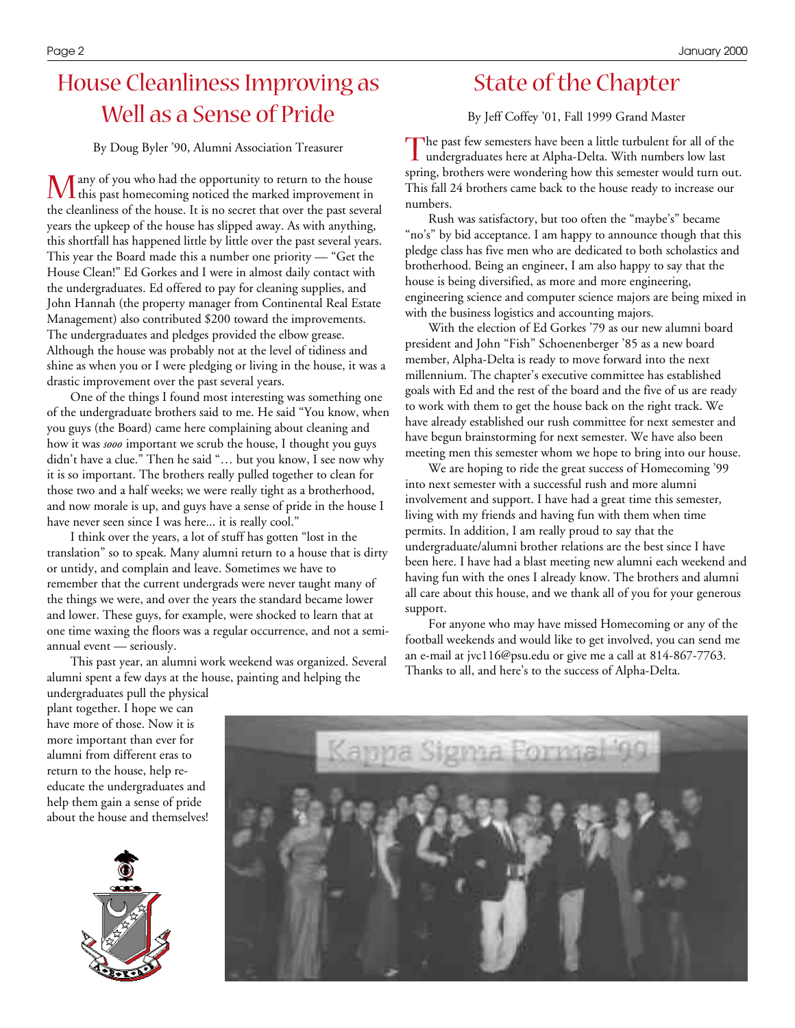# House Cleanliness Improving as Well as a Sense of Pride

By Doug Byler '90, Alumni Association Treasurer

Many of you who had the opportunity to return to the house this past homecoming noticed the marked improvement in the cleanliness of the house. It is no secret that over the past several years the upkeep of the house has slipped away. As with anything, this shortfall has happened little by little over the past several years. This year the Board made this a number one priority — "Get the House Clean!" Ed Gorkes and I were in almost daily contact with the undergraduates. Ed offered to pay for cleaning supplies, and John Hannah (the property manager from Continental Real Estate Management) also contributed $200 toward the improvements. The undergraduates and pledges provided the elbow grease. Although the house was probably not at the level of tidiness and shine as when you or I were pledging or living in the house, it was a drastic improvement over the past several years.

One of the things I found most interesting was something one of the undergraduate brothers said to me. He said "You know, when you guys (the Board) came here complaining about cleaning and how it was *sooo* important we scrub the house, I thought you guys didn't have a clue." Then he said "… but you know, I see now why it is so important. The brothers really pulled together to clean for those two and a half weeks; we were really tight as a brotherhood, and now morale is up, and guys have a sense of pride in the house I have never seen since I was here... it is really cool."

I think over the years, a lot of stuff has gotten "lost in the translation" so to speak. Many alumni return to a house that is dirty or untidy, and complain and leave. Sometimes we have to remember that the current undergrads were never taught many of the things we were, and over the years the standard became lower and lower. These guys, for example, were shocked to learn that at one time waxing the floors was a regular occurrence, and not a semi-annual event — seriously.

This past year, an alumni work weekend was organized. Several alumni spent a few days at the house, painting and helping the undergraduates pull the physical plant together. I hope we can have more of those. Now it is more important than ever for alumni from different eras to return to the house, help re-educate the undergraduates and help them gain a sense of pride about the house and themselves!

# State of the Chapter

By Jeff Coffey '01, Fall 1999 Grand Master

The past few semesters have been a little turbulent for all of the undergraduates here at Alpha-Delta. With numbers low last spring, brothers were wondering how this semester would turn out. This fall 24 brothers came back to the house ready to increase our numbers.

Rush was satisfactory, but too often the "maybe's" became "no's" by bid acceptance. I am happy to announce though that this pledge class has five men who are dedicated to both scholastics and brotherhood. Being an engineer, I am also happy to say that the house is being diversified, as more and more engineering, engineering science and computer science majors are being mixed in with the business logistics and accounting majors.

With the election of Ed Gorkes '79 as our new alumni board president and John "Fish" Schoenenberger '85 as a new board member, Alpha-Delta is ready to move forward into the next millennium. The chapter's executive committee has established goals with Ed and the rest of the board and the five of us are ready to work with them to get the house back on the right track. We have already established our rush committee for next semester and have begun brainstorming for next semester. We have also been meeting men this semester whom we hope to bring into our house.

We are hoping to ride the great success of Homecoming '99 into next semester with a successful rush and more alumni involvement and support. I have had a great time this semester, living with my friends and having fun with them when time permits. In addition, I am really proud to say that the undergraduate/alumni brother relations are the best since I have been here. I have had a blast meeting new alumni each weekend and having fun with the ones I already know. The brothers and alumni all care about this house, and we thank all of you for your generous support.

For anyone who may have missed Homecoming or any of the football weekends and would like to get involved, you can send me an e-mail at jvc116@psu.edu or give me a call at 814-867-7763. Thanks to all, and here's to the success of Alpha-Delta.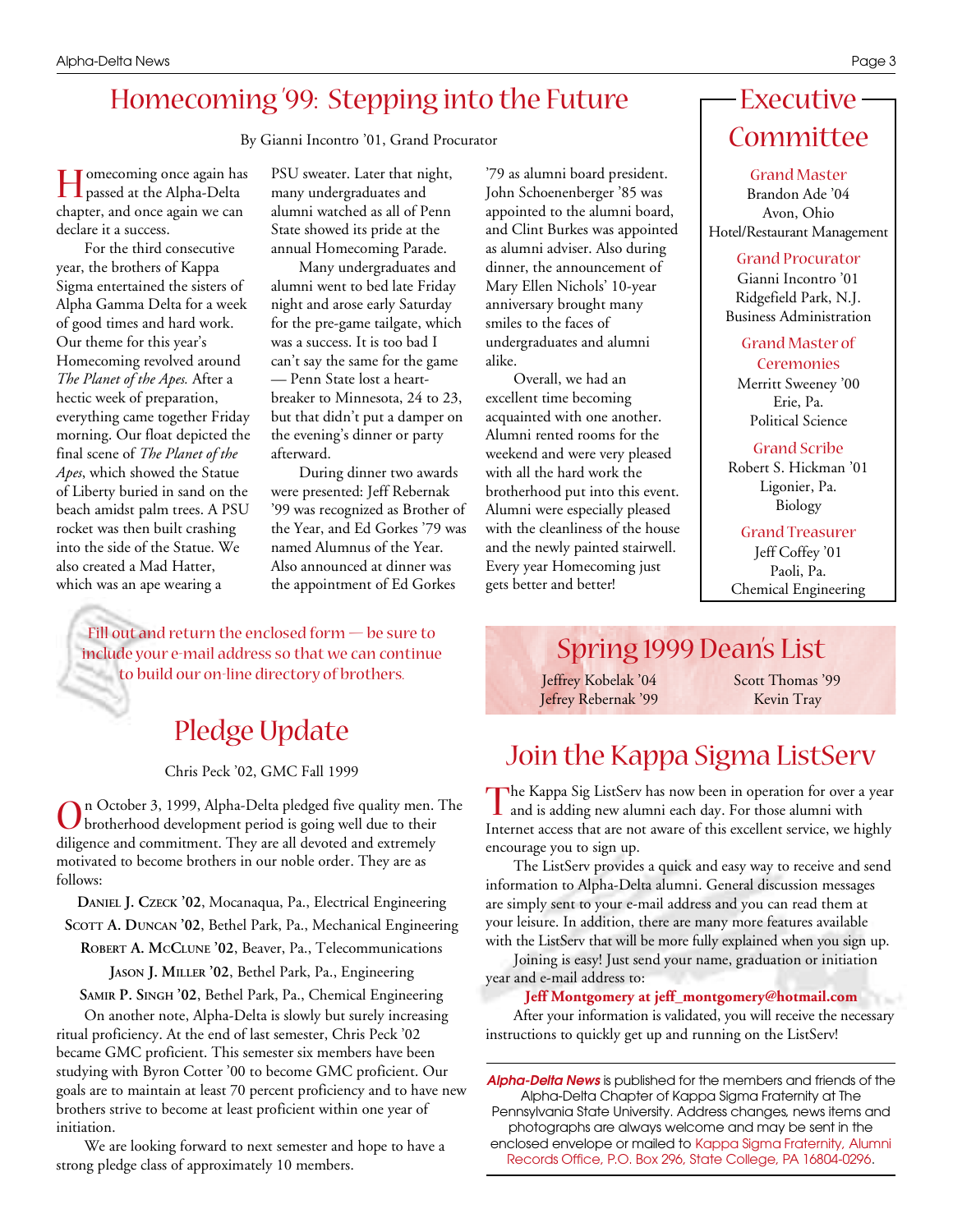# Homecoming '99: Stepping into the Future

By Gianni Incontro '01, Grand Procurator

Homecoming once again has passed at the Alpha-Delta chapter, and once again we can declare it a success.

For the third consecutive year, the brothers of Kappa Sigma entertained the sisters of Alpha Gamma Delta for a week of good times and hard work. Our theme for this year's Homecoming revolved around *The Planet of the Apes.* After a hectic week of preparation, everything came together Friday morning. Our float depicted the final scene of *The Planet of the Apes*, which showed the Statue of Liberty buried in sand on the beach amidst palm trees. A PSU rocket was then built crashing into the side of the Statue. We also created a Mad Hatter, which was an ape wearing a PSU sweater. Later that night, many undergraduates and alumni watched as all of Penn State showed its pride at the annual Homecoming Parade.

Many undergraduates and alumni went to bed late Friday night and arose early Saturday for the pre-game tailgate, which was a success. It is too bad I can't say the same for the game — Penn State lost a heart-breaker to Minnesota, 24 to 23, but that didn't put a damper on the evening's dinner or party afterward.

During dinner two awards were presented: Jeff Rebernak '99 was recognized as Brother of the Year, and Ed Gorkes '79 was named Alumnus of the Year. Also announced at dinner was the appointment of Ed Gorkes '79 as alumni board president. John Schoenenberger '85 was appointed to the alumni board, and Clint Burkes was appointed as alumni adviser. Also during dinner, the announcement of Mary Ellen Nichols' 10-year anniversary brought many smiles to the faces of undergraduates and alumni alike.

Overall, we had an excellent time becoming acquainted with one another. Alumni rented rooms for the weekend and were very pleased with all the hard work the brotherhood put into this event. Alumni were especially pleased with the cleanliness of the house and the newly painted stairwell. Every year Homecoming just gets better and better!

## Executive Committee

**Grand Master**
Brandon Ade '04
Avon, Ohio
Hotel/Restaurant Management

**Grand Procurator**
Gianni Incontro '01
Ridgefield Park, N.J.
Business Administration

**Grand Master of Ceremonies**
Merritt Sweeney '00
Erie, Pa.
Political Science

**Grand Scribe**
Robert S. Hickman '01
Ligonier, Pa.
Biology

**Grand Treasurer**
Jeff Coffey '01
Paoli, Pa.
Chemical Engineering

Fill out and return the enclosed form — be sure to include your e-mail address so that we can continue to build our on-line directory of brothers.

# Pledge Update

Chris Peck '02, GMC Fall 1999

On October 3, 1999, Alpha-Delta pledged five quality men. The brotherhood development period is going well due to their diligence and commitment. They are all devoted and extremely motivated to become brothers in our noble order. They are as follows:

**Daniel J. Czeck '02**, Mocanaqua, Pa., Electrical Engineering

**Scott A. Duncan '02**, Bethel Park, Pa., Mechanical Engineering

**Robert A. McClune '02**, Beaver, Pa., Telecommunications

**Jason J. Miller '02**, Bethel Park, Pa., Engineering

**Samir P. Singh '02**, Bethel Park, Pa., Chemical Engineering

On another note, Alpha-Delta is slowly but surely increasing ritual proficiency. At the end of last semester, Chris Peck '02 became GMC proficient. This semester six members have been studying with Byron Cotter '00 to become GMC proficient. Our goals are to maintain at least 70 percent proficiency and to have new brothers strive to become at least proficient within one year of initiation.

We are looking forward to next semester and hope to have a strong pledge class of approximately 10 members.

# Spring 1999 Dean's List

Jeffrey Kobelak '04
Jefrey Rebernak '99
Scott Thomas '99
Kevin Tray

# Join the Kappa Sigma ListServ

The Kappa Sig ListServ has now been in operation for over a year and is adding new alumni each day. For those alumni with Internet access that are not aware of this excellent service, we highly encourage you to sign up.

The ListServ provides a quick and easy way to receive and send information to Alpha-Delta alumni. General discussion messages are simply sent to your e-mail address and you can read them at your leisure. In addition, there are many more features available with the ListServ that will be more fully explained when you sign up.

Joining is easy! Just send your name, graduation or initiation year and e-mail address to:

**Jeff Montgomery at jeff_montgomery@hotmail.com**

After your information is validated, you will receive the necessary instructions to quickly get up and running on the ListServ!

***Alpha-Delta News*** is published for the members and friends of the Alpha-Delta Chapter of Kappa Sigma Fraternity at The Pennsylvania State University. Address changes, news items and photographs are always welcome and may be sent in the enclosed envelope or mailed to Kappa Sigma Fraternity, Alumni Records Office, P.O. Box 296, State College, PA 16804-0296.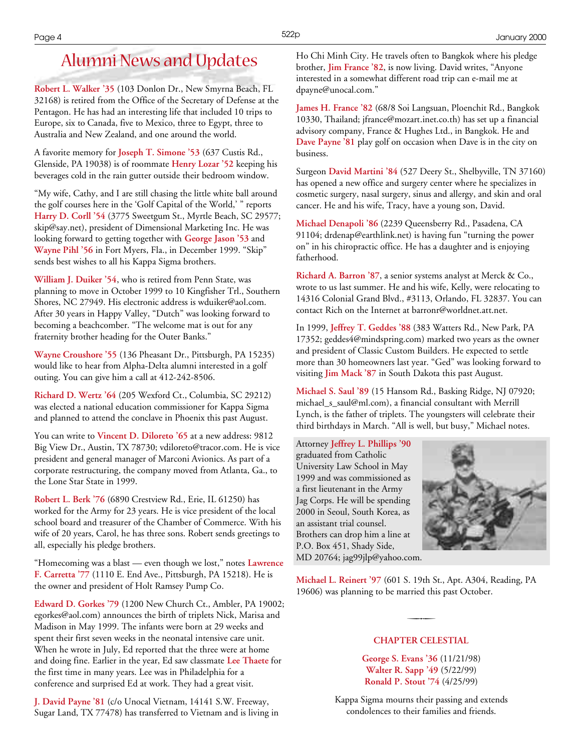# Alumni News and Updates

**Robert L. Walker '35** (103 Donlon Dr., New Smyrna Beach, FL 32168) is retired from the Office of the Secretary of Defense at the Pentagon. He has had an interesting life that included 10 trips to Europe, six to Canada, five to Mexico, three to Egypt, three to Australia and New Zealand, and one around the world.

A favorite memory for **Joseph T. Simone '53** (637 Custis Rd., Glenside, PA 19038) is of roommate **Henry Lozar '52** keeping his beverages cold in the rain gutter outside their bedroom window.

"My wife, Cathy, and I are still chasing the little white ball around the golf courses here in the 'Golf Capital of the World,' " reports **Harry D. Corll '54** (3775 Sweetgum St., Myrtle Beach, SC 29577; skip@say.net), president of Dimensional Marketing Inc. He was looking forward to getting together with **George Jason '53** and **Wayne Pihl '56** in Fort Myers, Fla., in December 1999. "Skip" sends best wishes to all his Kappa Sigma brothers.

**William J. Duiker '54**, who is retired from Penn State, was planning to move in October 1999 to 10 Kingfisher Trl., Southern Shores, NC 27949. His electronic address is wduiker@aol.com. After 30 years in Happy Valley, "Dutch" was looking forward to becoming a beachcomber. "The welcome mat is out for any fraternity brother heading for the Outer Banks."

**Wayne Croushore '55** (136 Pheasant Dr., Pittsburgh, PA 15235) would like to hear from Alpha-Delta alumni interested in a golf outing. You can give him a call at 412-242-8506.

**Richard D. Wertz '64** (205 Wexford Ct., Columbia, SC 29212) was elected a national education commissioner for Kappa Sigma and planned to attend the conclave in Phoenix this past August.

You can write to **Vincent D. Diloreto '65** at a new address: 9812 Big View Dr., Austin, TX 78730; vdiloreto@tracor.com. He is vice president and general manager of Marconi Avionics. As part of a corporate restructuring, the company moved from Atlanta, Ga., to the Lone Star State in 1999.

**Robert L. Berk '76** (6890 Crestview Rd., Erie, IL 61250) has worked for the Army for 23 years. He is vice president of the local school board and treasurer of the Chamber of Commerce. With his wife of 20 years, Carol, he has three sons. Robert sends greetings to all, especially his pledge brothers.

"Homecoming was a blast — even though we lost," notes **Lawrence F. Carretta '77** (1110 E. End Ave., Pittsburgh, PA 15218). He is the owner and president of Holt Ramsey Pump Co.

**Edward D. Gorkes '79** (1200 New Church Ct., Ambler, PA 19002; egorkes@aol.com) announces the birth of triplets Nick, Marisa and Madison in May 1999. The infants were born at 29 weeks and spent their first seven weeks in the neonatal intensive care unit. When he wrote in July, Ed reported that the three were at home and doing fine. Earlier in the year, Ed saw classmate **Lee Thaete** for the first time in many years. Lee was in Philadelphia for a conference and surprised Ed at work. They had a great visit.

**J. David Payne '81** (c/o Unocal Vietnam, 14141 S.W. Freeway, Sugar Land, TX 77478) has transferred to Vietnam and is living in Ho Chi Minh City. He travels often to Bangkok where his pledge brother, **Jim France '82**, is now living. David writes, "Anyone interested in a somewhat different road trip can e-mail me at dpayne@unocal.com."

**James H. France '82** (68/8 Soi Langsuan, Ploenchit Rd., Bangkok 10330, Thailand; jfrance@mozart.inet.co.th) has set up a financial advisory company, France & Hughes Ltd., in Bangkok. He and **Dave Payne '81** play golf on occasion when Dave is in the city on business.

Surgeon **David Martini '84** (527 Deery St., Shelbyville, TN 37160) has opened a new office and surgery center where he specializes in cosmetic surgery, nasal surgery, sinus and allergy, and skin and oral cancer. He and his wife, Tracy, have a young son, David.

**Michael Denapoli '86** (2239 Queensberry Rd., Pasadena, CA 91104; drdenap@earthlink.net) is having fun "turning the power on" in his chiropractic office. He has a daughter and is enjoying fatherhood.

**Richard A. Barron '87**, a senior systems analyst at Merck & Co., wrote to us last summer. He and his wife, Kelly, were relocating to 14316 Colonial Grand Blvd., #3113, Orlando, FL 32837. You can contact Rich on the Internet at barronr@worldnet.att.net.

In 1999, **Jeffrey T. Geddes '88** (383 Watters Rd., New Park, PA 17352; geddes4@mindspring.com) marked two years as the owner and president of Classic Custom Builders. He expected to settle more than 30 homeowners last year. "Ged" was looking forward to visiting **Jim Mack '87** in South Dakota this past August.

**Michael S. Saul '89** (15 Hansom Rd., Basking Ridge, NJ 07920; michael_s_saul@ml.com), a financial consultant with Merrill Lynch, is the father of triplets. The youngsters will celebrate their third birthdays in March. "All is well, but busy," Michael notes.

Attorney **Jeffrey L. Phillips '90** graduated from Catholic University Law School in May 1999 and was commissioned as a first lieutenant in the Army Jag Corps. He will be spending 2000 in Seoul, South Korea, as an assistant trial counsel. Brothers can drop him a line at P.O. Box 451, Shady Side, MD 20764; jag99jlp@yahoo.com.

**Michael L. Reinert '97** (601 S. 19th St., Apt. A304, Reading, PA 19606) was planning to be married this past October.

## CHAPTER CELESTIAL

**George S. Evans '36** (11/21/98)
**Walter R. Sapp '49** (5/22/99)
**Ronald P. Stout '74** (4/25/99)

Kappa Sigma mourns their passing and extends condolences to their families and friends.